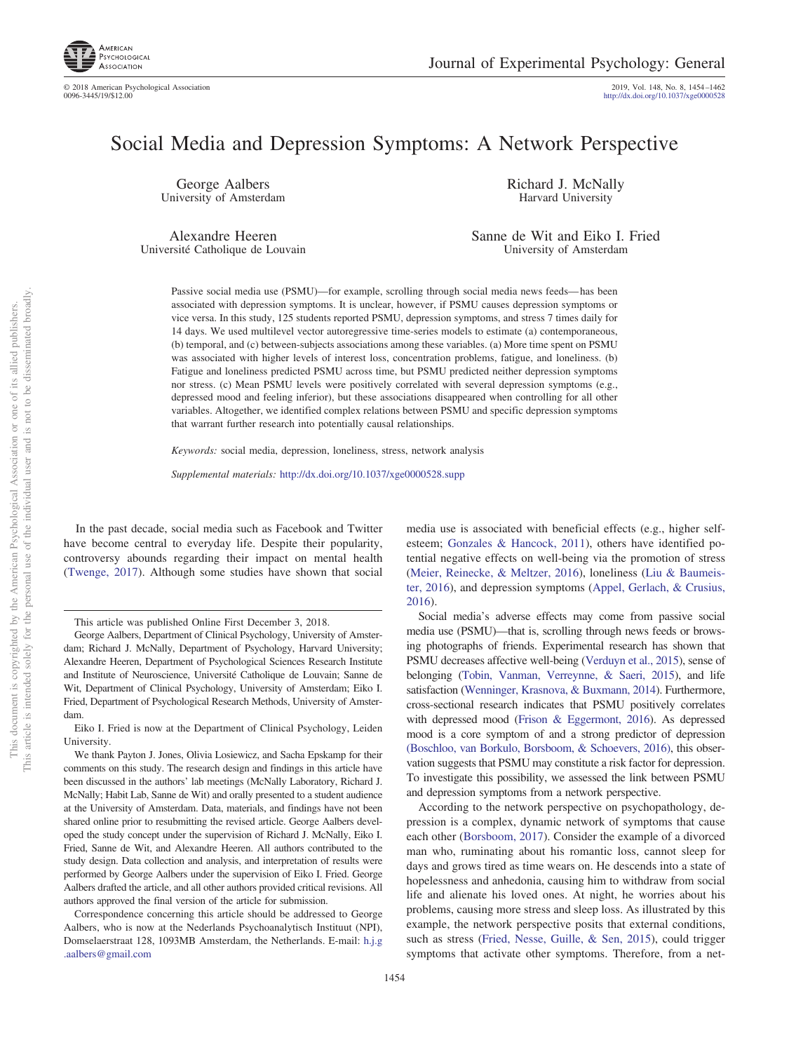# Social Media and Depression Symptoms: A Network Perspective

George Aalbers
University of Amsterdam

Richard J. McNally
Harvard University

Alexandre Heeren
Université Catholique de Louvain

Sanne de Wit and Eiko I. Fried
University of Amsterdam

Passive social media use (PSMU)—for example, scrolling through social media news feeds—has been associated with depression symptoms. It is unclear, however, if PSMU causes depression symptoms or vice versa. In this study, 125 students reported PSMU, depression symptoms, and stress 7 times daily for 14 days. We used multilevel vector autoregressive time-series models to estimate (a) contemporaneous, (b) temporal, and (c) between-subjects associations among these variables. (a) More time spent on PSMU was associated with higher levels of interest loss, concentration problems, fatigue, and loneliness. (b) Fatigue and loneliness predicted PSMU across time, but PSMU predicted neither depression symptoms nor stress. (c) Mean PSMU levels were positively correlated with several depression symptoms (e.g., depressed mood and feeling inferior), but these associations disappeared when controlling for all other variables. Altogether, we identified complex relations between PSMU and specific depression symptoms that warrant further research into potentially causal relationships.

*Keywords:* social media, depression, loneliness, stress, network analysis

*Supplemental materials:* http://dx.doi.org/10.1037/xge0000528.supp

In the past decade, social media such as Facebook and Twitter have become central to everyday life. Despite their popularity, controversy abounds regarding their impact on mental health (Twenge, 2017). Although some studies have shown that social media use is associated with beneficial effects (e.g., higher self-esteem; Gonzales & Hancock, 2011), others have identified potential negative effects on well-being via the promotion of stress (Meier, Reinecke, & Meltzer, 2016), loneliness (Liu & Baumeister, 2016), and depression symptoms (Appel, Gerlach, & Crusius, 2016).

Social media's adverse effects may come from passive social media use (PSMU)—that is, scrolling through news feeds or browsing photographs of friends. Experimental research has shown that PSMU decreases affective well-being (Verduyn et al., 2015), sense of belonging (Tobin, Vanman, Verreynne, & Saeri, 2015), and life satisfaction (Wenninger, Krasnova, & Buxmann, 2014). Furthermore, cross-sectional research indicates that PSMU positively correlates with depressed mood (Frison & Eggermont, 2016). As depressed mood is a core symptom of and a strong predictor of depression (Boschloo, van Borkulo, Borsboom, & Schoevers, 2016), this observation suggests that PSMU may constitute a risk factor for depression. To investigate this possibility, we assessed the link between PSMU and depression symptoms from a network perspective.

According to the network perspective on psychopathology, depression is a complex, dynamic network of symptoms that cause each other (Borsboom, 2017). Consider the example of a divorced man who, ruminating about his romantic loss, cannot sleep for days and grows tired as time wears on. He descends into a state of hopelessness and anhedonia, causing him to withdraw from social life and alienate his loved ones. At night, he worries about his problems, causing more stress and sleep loss. As illustrated by this example, the network perspective posits that external conditions, such as stress (Fried, Nesse, Guille, & Sen, 2015), could trigger symptoms that activate other symptoms. Therefore, from a net-

---

This article was published Online First December 3, 2018.

George Aalbers, Department of Clinical Psychology, University of Amsterdam; Richard J. McNally, Department of Psychology, Harvard University; Alexandre Heeren, Department of Psychological Sciences Research Institute and Institute of Neuroscience, Université Catholique de Louvain; Sanne de Wit, Department of Clinical Psychology, University of Amsterdam; Eiko I. Fried, Department of Psychological Research Methods, University of Amsterdam.

Eiko I. Fried is now at the Department of Clinical Psychology, Leiden University.

We thank Payton J. Jones, Olivia Losiewicz, and Sacha Epskamp for their comments on this study. The research design and findings in this article have been discussed in the authors' lab meetings (McNally Laboratory, Richard J. McNally; Habit Lab, Sanne de Wit) and orally presented to a student audience at the University of Amsterdam. Data, materials, and findings have not been shared online prior to resubmitting the revised article. George Aalbers developed the study concept under the supervision of Richard J. McNally, Eiko I. Fried, Sanne de Wit, and Alexandre Heeren. All authors contributed to the study design. Data collection and analysis, and interpretation of results were performed by George Aalbers under the supervision of Eiko I. Fried. George Aalbers drafted the article, and all other authors provided critical revisions. All authors approved the final version of the article for submission.

Correspondence concerning this article should be addressed to George Aalbers, who is now at the Nederlands Psychoanalytisch Instituut (NPI), Domselaerstraat 128, 1093MB Amsterdam, the Netherlands. E-mail: h.j.g.aalbers@gmail.com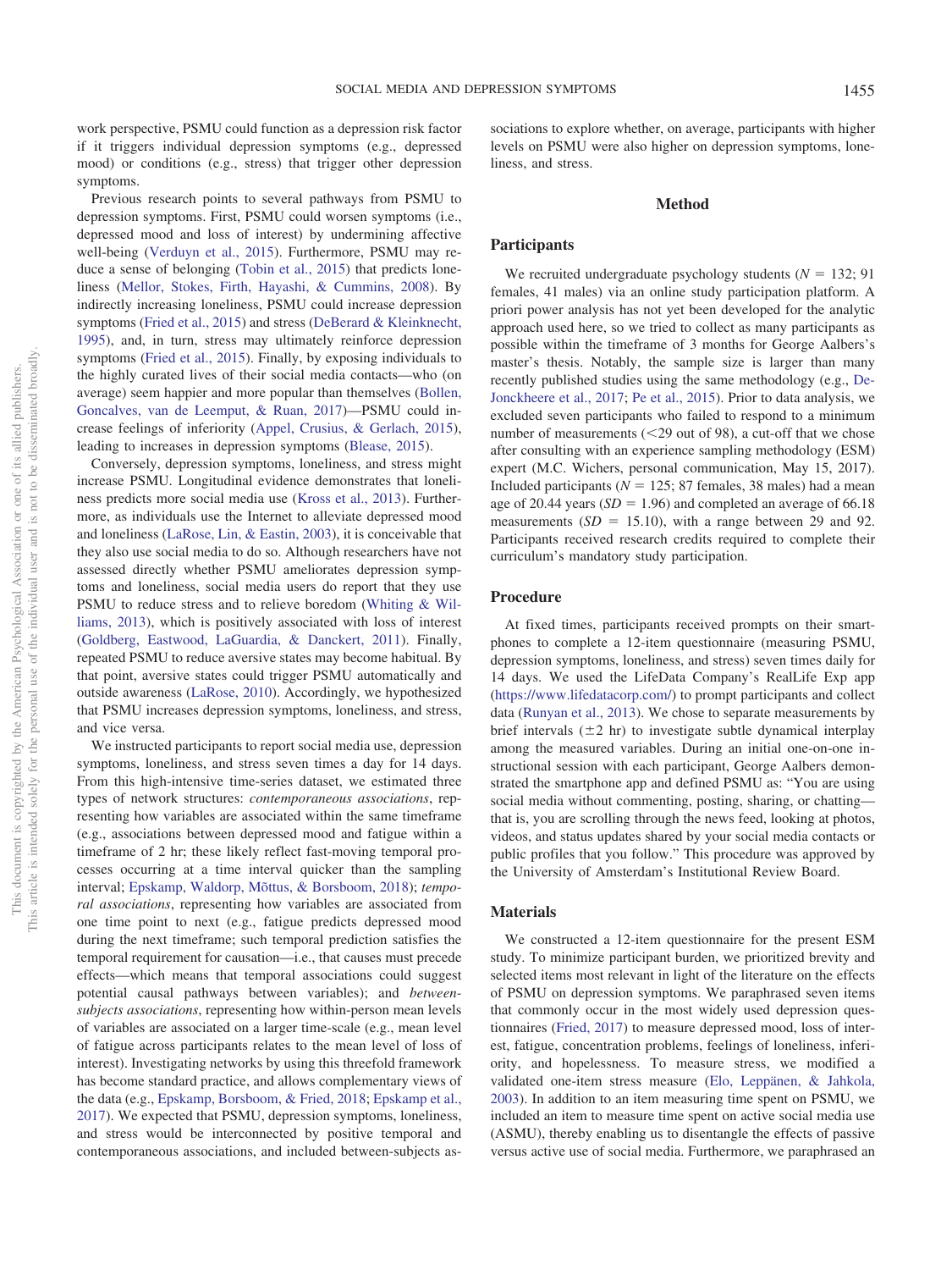work perspective, PSMU could function as a depression risk factor if it triggers individual depression symptoms (e.g., depressed mood) or conditions (e.g., stress) that trigger other depression symptoms.

Previous research points to several pathways from PSMU to depression symptoms. First, PSMU could worsen symptoms (i.e., depressed mood and loss of interest) by undermining affective well-being (Verduyn et al., 2015). Furthermore, PSMU may reduce a sense of belonging (Tobin et al., 2015) that predicts loneliness (Mellor, Stokes, Firth, Hayashi, & Cummins, 2008). By indirectly increasing loneliness, PSMU could increase depression symptoms (Fried et al., 2015) and stress (DeBerard & Kleinknecht, 1995), and, in turn, stress may ultimately reinforce depression symptoms (Fried et al., 2015). Finally, by exposing individuals to the highly curated lives of their social media contacts—who (on average) seem happier and more popular than themselves (Bollen, Goncalves, van de Leemput, & Ruan, 2017)—PSMU could increase feelings of inferiority (Appel, Crusius, & Gerlach, 2015), leading to increases in depression symptoms (Blease, 2015).

Conversely, depression symptoms, loneliness, and stress might increase PSMU. Longitudinal evidence demonstrates that loneliness predicts more social media use (Kross et al., 2013). Furthermore, as individuals use the Internet to alleviate depressed mood and loneliness (LaRose, Lin, & Eastin, 2003), it is conceivable that they also use social media to do so. Although researchers have not assessed directly whether PSMU ameliorates depression symptoms and loneliness, social media users do report that they use PSMU to reduce stress and to relieve boredom (Whiting & Williams, 2013), which is positively associated with loss of interest (Goldberg, Eastwood, LaGuardia, & Danckert, 2011). Finally, repeated PSMU to reduce aversive states may become habitual. By that point, aversive states could trigger PSMU automatically and outside awareness (LaRose, 2010). Accordingly, we hypothesized that PSMU increases depression symptoms, loneliness, and stress, and vice versa.

We instructed participants to report social media use, depression symptoms, loneliness, and stress seven times a day for 14 days. From this high-intensive time-series dataset, we estimated three types of network structures: *contemporaneous associations*, representing how variables are associated within the same timeframe (e.g., associations between depressed mood and fatigue within a timeframe of 2 hr; these likely reflect fast-moving temporal processes occurring at a time interval quicker than the sampling interval; Epskamp, Waldorp, Mõttus, & Borsboom, 2018); *temporal associations*, representing how variables are associated from one time point to next (e.g., fatigue predicts depressed mood during the next timeframe; such temporal prediction satisfies the temporal requirement for causation—i.e., that causes must precede effects—which means that temporal associations could suggest potential causal pathways between variables); and *between-subjects associations*, representing how within-person mean levels of variables are associated on a larger time-scale (e.g., mean level of fatigue across participants relates to the mean level of loss of interest). Investigating networks by using this threefold framework has become standard practice, and allows complementary views of the data (e.g., Epskamp, Borsboom, & Fried, 2018; Epskamp et al., 2017). We expected that PSMU, depression symptoms, loneliness, and stress would be interconnected by positive temporal and contemporaneous associations, and included between-subjects associations to explore whether, on average, participants with higher levels on PSMU were also higher on depression symptoms, loneliness, and stress.

## Method

### Participants

We recruited undergraduate psychology students ($N = 132$; 91 females, 41 males) via an online study participation platform. A priori power analysis has not yet been developed for the analytic approach used here, so we tried to collect as many participants as possible within the timeframe of 3 months for George Aalbers's master's thesis. Notably, the sample size is larger than many recently published studies using the same methodology (e.g., DeJonckheere et al., 2017; Pe et al., 2015). Prior to data analysis, we excluded seven participants who failed to respond to a minimum number of measurements (<29 out of 98), a cut-off that we chose after consulting with an experience sampling methodology (ESM) expert (M.C. Wichers, personal communication, May 15, 2017). Included participants ($N = 125$; 87 females, 38 males) had a mean age of 20.44 years ($SD = 1.96$) and completed an average of 66.18 measurements ($SD = 15.10$), with a range between 29 and 92. Participants received research credits required to complete their curriculum's mandatory study participation.

### Procedure

At fixed times, participants received prompts on their smartphones to complete a 12-item questionnaire (measuring PSMU, depression symptoms, loneliness, and stress) seven times daily for 14 days. We used the LifeData Company's RealLife Exp app (https://www.lifedatacorp.com/) to prompt participants and collect data (Runyan et al., 2013). We chose to separate measurements by brief intervals (±2 hr) to investigate subtle dynamical interplay among the measured variables. During an initial one-on-one instructional session with each participant, George Aalbers demonstrated the smartphone app and defined PSMU as: "You are using social media without commenting, posting, sharing, or chatting—that is, you are scrolling through the news feed, looking at photos, videos, and status updates shared by your social media contacts or public profiles that you follow." This procedure was approved by the University of Amsterdam's Institutional Review Board.

### Materials

We constructed a 12-item questionnaire for the present ESM study. To minimize participant burden, we prioritized brevity and selected items most relevant in light of the literature on the effects of PSMU on depression symptoms. We paraphrased seven items that commonly occur in the most widely used depression questionnaires (Fried, 2017) to measure depressed mood, loss of interest, fatigue, concentration problems, feelings of loneliness, inferiority, and hopelessness. To measure stress, we modified a validated one-item stress measure (Elo, Leppänen, & Jahkola, 2003). In addition to an item measuring time spent on PSMU, we included an item to measure time spent on active social media use (ASMU), thereby enabling us to disentangle the effects of passive versus active use of social media. Furthermore, we paraphrased an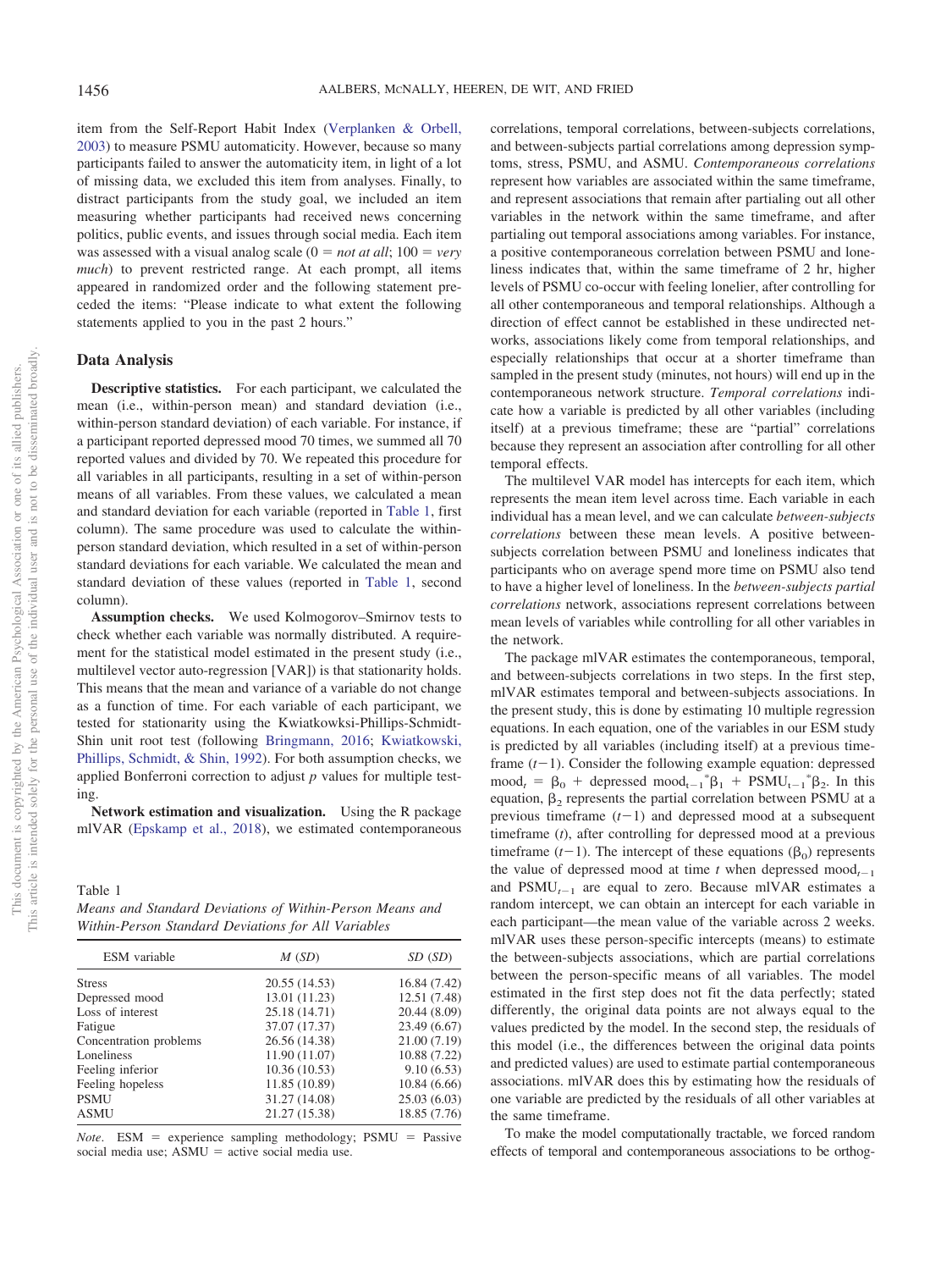item from the Self-Report Habit Index (Verplanken & Orbell, 2003) to measure PSMU automaticity. However, because so many participants failed to answer the automaticity item, in light of a lot of missing data, we excluded this item from analyses. Finally, to distract participants from the study goal, we included an item measuring whether participants had received news concerning politics, public events, and issues through social media. Each item was assessed with a visual analog scale (0 = *not at all*; 100 = *very much*) to prevent restricted range. At each prompt, all items appeared in randomized order and the following statement preceded the items: "Please indicate to what extent the following statements applied to you in the past 2 hours."

### Data Analysis

**Descriptive statistics.** For each participant, we calculated the mean (i.e., within-person mean) and standard deviation (i.e., within-person standard deviation) of each variable. For instance, if a participant reported depressed mood 70 times, we summed all 70 reported values and divided by 70. We repeated this procedure for all variables in all participants, resulting in a set of within-person means of all variables. From these values, we calculated a mean and standard deviation for each variable (reported in Table 1, first column). The same procedure was used to calculate the within-person standard deviation, which resulted in a set of within-person standard deviations for each variable. We calculated the mean and standard deviation of these values (reported in Table 1, second column).

**Assumption checks.** We used Kolmogorov–Smirnov tests to check whether each variable was normally distributed. A requirement for the statistical model estimated in the present study (i.e., multilevel vector auto-regression [VAR]) is that stationarity holds. This means that the mean and variance of a variable do not change as a function of time. For each variable of each participant, we tested for stationarity using the Kwiatkowksi-Phillips-Schmidt-Shin unit root test (following Bringmann, 2016; Kwiatkowski, Phillips, Schmidt, & Shin, 1992). For both assumption checks, we applied Bonferroni correction to adjust *p* values for multiple testing.

**Network estimation and visualization.** Using the R package mlVAR (Epskamp et al., 2018), we estimated contemporaneous correlations, temporal correlations, between-subjects correlations, and between-subjects partial correlations among depression symptoms, stress, PSMU, and ASMU. *Contemporaneous correlations* represent how variables are associated within the same timeframe, and represent associations that remain after partialing out all other variables in the network within the same timeframe, and after partialing out temporal associations among variables. For instance, a positive contemporaneous correlation between PSMU and loneliness indicates that, within the same timeframe of 2 hr, higher levels of PSMU co-occur with feeling lonelier, after controlling for all other contemporaneous and temporal relationships. Although a direction of effect cannot be established in these undirected networks, associations likely come from temporal relationships, and especially relationships that occur at a shorter timeframe than sampled in the present study (minutes, not hours) will end up in the contemporaneous network structure. *Temporal correlations* indicate how a variable is predicted by all other variables (including itself) at a previous timeframe; these are "partial" correlations because they represent an association after controlling for all other temporal effects.

The multilevel VAR model has intercepts for each item, which represents the mean item level across time. Each variable in each individual has a mean level, and we can calculate *between-subjects correlations* between these mean levels. A positive between-subjects correlation between PSMU and loneliness indicates that participants who on average spend more time on PSMU also tend to have a higher level of loneliness. In the *between-subjects partial correlations* network, associations represent correlations between mean levels of variables while controlling for all other variables in the network.

The package mlVAR estimates the contemporaneous, temporal, and between-subjects correlations in two steps. In the first step, mlVAR estimates temporal and between-subjects associations. In the present study, this is done by estimating 10 multiple regression equations. In each equation, one of the variables in our ESM study is predicted by all variables (including itself) at a previous timeframe ($t-1$). Consider the following example equation: $\text{depressed mood}_t = \beta_0 + \text{depressed mood}_{t-1}{}^*\beta_1 + \text{PSMU}_{t-1}{}^*\beta_2$. In this equation, $\beta_2$ represents the partial correlation between PSMU at a previous timeframe ($t-1$) and depressed mood at a subsequent timeframe ($t$), after controlling for depressed mood at a previous timeframe ($t-1$). The intercept of these equations ($\beta_0$) represents the value of depressed mood at time $t$ when depressed $\text{mood}_{t-1}$ and $\text{PSMU}_{t-1}$ are equal to zero. Because mlVAR estimates a random intercept, we can obtain an intercept for each variable in each participant—the mean value of the variable across 2 weeks. mlVAR uses these person-specific intercepts (means) to estimate the between-subjects associations, which are partial correlations between the person-specific means of all variables. The model estimated in the first step does not fit the data perfectly; stated differently, the original data points are not always equal to the values predicted by the model. In the second step, the residuals of this model (i.e., the differences between the original data points and predicted values) are used to estimate partial contemporaneous associations. mlVAR does this by estimating how the residuals of one variable are predicted by the residuals of all other variables at the same timeframe.

To make the model computationally tractable, we forced random effects of temporal and contemporaneous associations to be orthog-

Table 1
*Means and Standard Deviations of Within-Person Means and Within-Person Standard Deviations for All Variables*

| ESM variable | *M* (*SD*) | *SD* (*SD*) |
|---|---|---|
| Stress | 20.55 (14.53) | 16.84 (7.42) |
| Depressed mood | 13.01 (11.23) | 12.51 (7.48) |
| Loss of interest | 25.18 (14.71) | 20.44 (8.09) |
| Fatigue | 37.07 (17.37) | 23.49 (6.67) |
| Concentration problems | 26.56 (14.38) | 21.00 (7.19) |
| Loneliness | 11.90 (11.07) | 10.88 (7.22) |
| Feeling inferior | 10.36 (10.53) | 9.10 (6.53) |
| Feeling hopeless | 11.85 (10.89) | 10.84 (6.66) |
| PSMU | 31.27 (14.08) | 25.03 (6.03) |
| ASMU | 21.27 (15.38) | 18.85 (7.76) |

*Note*. ESM = experience sampling methodology; PSMU = Passive social media use; ASMU = active social media use.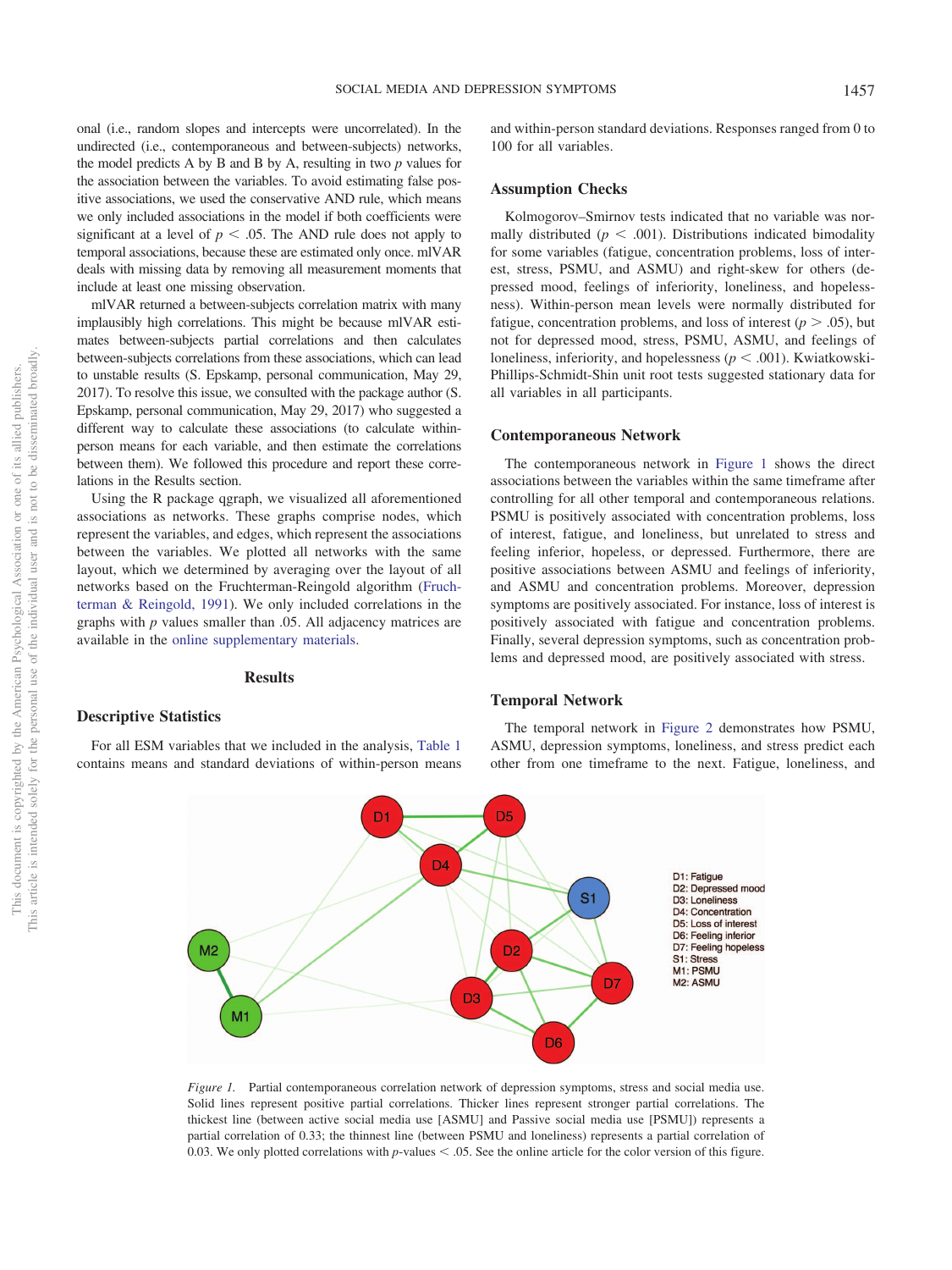onal (i.e., random slopes and intercepts were uncorrelated). In the undirected (i.e., contemporaneous and between-subjects) networks, the model predicts A by B and B by A, resulting in two $p$ values for the association between the variables. To avoid estimating false positive associations, we used the conservative AND rule, which means we only included associations in the model if both coefficients were significant at a level of $p < .05$. The AND rule does not apply to temporal associations, because these are estimated only once. mlVAR deals with missing data by removing all measurement moments that include at least one missing observation.

mlVAR returned a between-subjects correlation matrix with many implausibly high correlations. This might be because mlVAR estimates between-subjects partial correlations and then calculates between-subjects correlations from these associations, which can lead to unstable results (S. Epskamp, personal communication, May 29, 2017). To resolve this issue, we consulted with the package author (S. Epskamp, personal communication, May 29, 2017) who suggested a different way to calculate these associations (to calculate within-person means for each variable, and then estimate the correlations between them). We followed this procedure and report these correlations in the Results section.

Using the R package qgraph, we visualized all aforementioned associations as networks. These graphs comprise nodes, which represent the variables, and edges, which represent the associations between the variables. We plotted all networks with the same layout, which we determined by averaging over the layout of all networks based on the Fruchterman-Reingold algorithm (Fruchterman & Reingold, 1991). We only included correlations in the graphs with $p$ values smaller than .05. All adjacency matrices are available in the online supplementary materials.

## Results

### Descriptive Statistics

For all ESM variables that we included in the analysis, Table 1 contains means and standard deviations of within-person means and within-person standard deviations. Responses ranged from 0 to 100 for all variables.

### Assumption Checks

Kolmogorov–Smirnov tests indicated that no variable was normally distributed ($p < .001$). Distributions indicated bimodality for some variables (fatigue, concentration problems, loss of interest, stress, PSMU, and ASMU) and right-skew for others (depressed mood, feelings of inferiority, loneliness, and hopelessness). Within-person mean levels were normally distributed for fatigue, concentration problems, and loss of interest ($p > .05$), but not for depressed mood, stress, PSMU, ASMU, and feelings of loneliness, inferiority, and hopelessness ($p < .001$). Kwiatkowski-Phillips-Schmidt-Shin unit root tests suggested stationary data for all variables in all participants.

### Contemporaneous Network

The contemporaneous network in Figure 1 shows the direct associations between the variables within the same timeframe after controlling for all other temporal and contemporaneous relations. PSMU is positively associated with concentration problems, loss of interest, fatigue, and loneliness, but unrelated to stress and feeling inferior, hopeless, or depressed. Furthermore, there are positive associations between ASMU and feelings of inferiority, and ASMU and concentration problems. Moreover, depression symptoms are positively associated. For instance, loss of interest is positively associated with fatigue and concentration problems. Finally, several depression symptoms, such as concentration problems and depressed mood, are positively associated with stress.

### Temporal Network

The temporal network in Figure 2 demonstrates how PSMU, ASMU, depression symptoms, loneliness, and stress predict each other from one timeframe to the next. Fatigue, loneliness, and

*Figure 1.* Partial contemporaneous correlation network of depression symptoms, stress and social media use. Solid lines represent positive partial correlations. Thicker lines represent stronger partial correlations. The thickest line (between active social media use [ASMU] and Passive social media use [PSMU]) represents a partial correlation of 0.33; the thinnest line (between PSMU and loneliness) represents a partial correlation of 0.03. We only plotted correlations with $p$-values < .05. See the online article for the color version of this figure.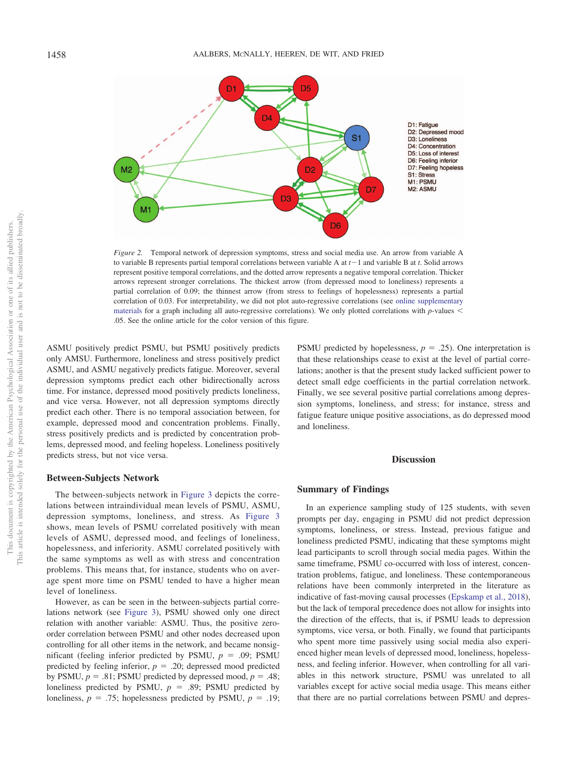*Figure 2.* Temporal network of depression symptoms, stress and social media use. An arrow from variable A to variable B represents partial temporal correlations between variable A at $t-1$ and variable B at $t$. Solid arrows represent positive temporal correlations, and the dotted arrow represents a negative temporal correlation. Thicker arrows represent stronger correlations. The thickest arrow (from depressed mood to loneliness) represents a partial correlation of 0.09; the thinnest arrow (from stress to feelings of hopelessness) represents a partial correlation of 0.03. For interpretability, we did not plot auto-regressive correlations (see online supplementary materials for a graph including all auto-regressive correlations). We only plotted correlations with $p$-values < .05. See the online article for the color version of this figure.

ASMU positively predict PSMU, but PSMU positively predicts only AMSU. Furthermore, loneliness and stress positively predict ASMU, and ASMU negatively predicts fatigue. Moreover, several depression symptoms predict each other bidirectionally across time. For instance, depressed mood positively predicts loneliness, and vice versa. However, not all depression symptoms directly predict each other. There is no temporal association between, for example, depressed mood and concentration problems. Finally, stress positively predicts and is predicted by concentration problems, depressed mood, and feeling hopeless. Loneliness positively predicts stress, but not vice versa.

### Between-Subjects Network

The between-subjects network in Figure 3 depicts the correlations between intraindividual mean levels of PSMU, ASMU, depression symptoms, loneliness, and stress. As Figure 3 shows, mean levels of PSMU correlated positively with mean levels of ASMU, depressed mood, and feelings of loneliness, hopelessness, and inferiority. ASMU correlated positively with the same symptoms as well as with stress and concentration problems. This means that, for instance, students who on average spent more time on PSMU tended to have a higher mean level of loneliness.

However, as can be seen in the between-subjects partial correlations network (see Figure 3), PSMU showed only one direct relation with another variable: ASMU. Thus, the positive zero-order correlation between PSMU and other nodes decreased upon controlling for all other items in the network, and became nonsignificant (feeling inferior predicted by PSMU, $p$ = .09; PSMU predicted by feeling inferior, $p$ = .20; depressed mood predicted by PSMU, $p$ = .81; PSMU predicted by depressed mood, $p$ = .48; loneliness predicted by PSMU, $p$ = .89; PSMU predicted by loneliness, $p$ = .75; hopelessness predicted by PSMU, $p$ = .19; PSMU predicted by hopelessness, $p$ = .25). One interpretation is that these relationships cease to exist at the level of partial correlations; another is that the present study lacked sufficient power to detect small edge coefficients in the partial correlation network. Finally, we see several positive partial correlations among depression symptoms, loneliness, and stress; for instance, stress and fatigue feature unique positive associations, as do depressed mood and loneliness.

## Discussion

### Summary of Findings

In an experience sampling study of 125 students, with seven prompts per day, engaging in PSMU did not predict depression symptoms, loneliness, or stress. Instead, previous fatigue and loneliness predicted PSMU, indicating that these symptoms might lead participants to scroll through social media pages. Within the same timeframe, PSMU co-occurred with loss of interest, concentration problems, fatigue, and loneliness. These contemporaneous relations have been commonly interpreted in the literature as indicative of fast-moving causal processes (Epskamp et al., 2018), but the lack of temporal precedence does not allow for insights into the direction of the effects, that is, if PSMU leads to depression symptoms, vice versa, or both. Finally, we found that participants who spent more time passively using social media also experienced higher mean levels of depressed mood, loneliness, hopelessness, and feeling inferior. However, when controlling for all variables in this network structure, PSMU was unrelated to all variables except for active social media usage. This means either that there are no partial correlations between PSMU and depres-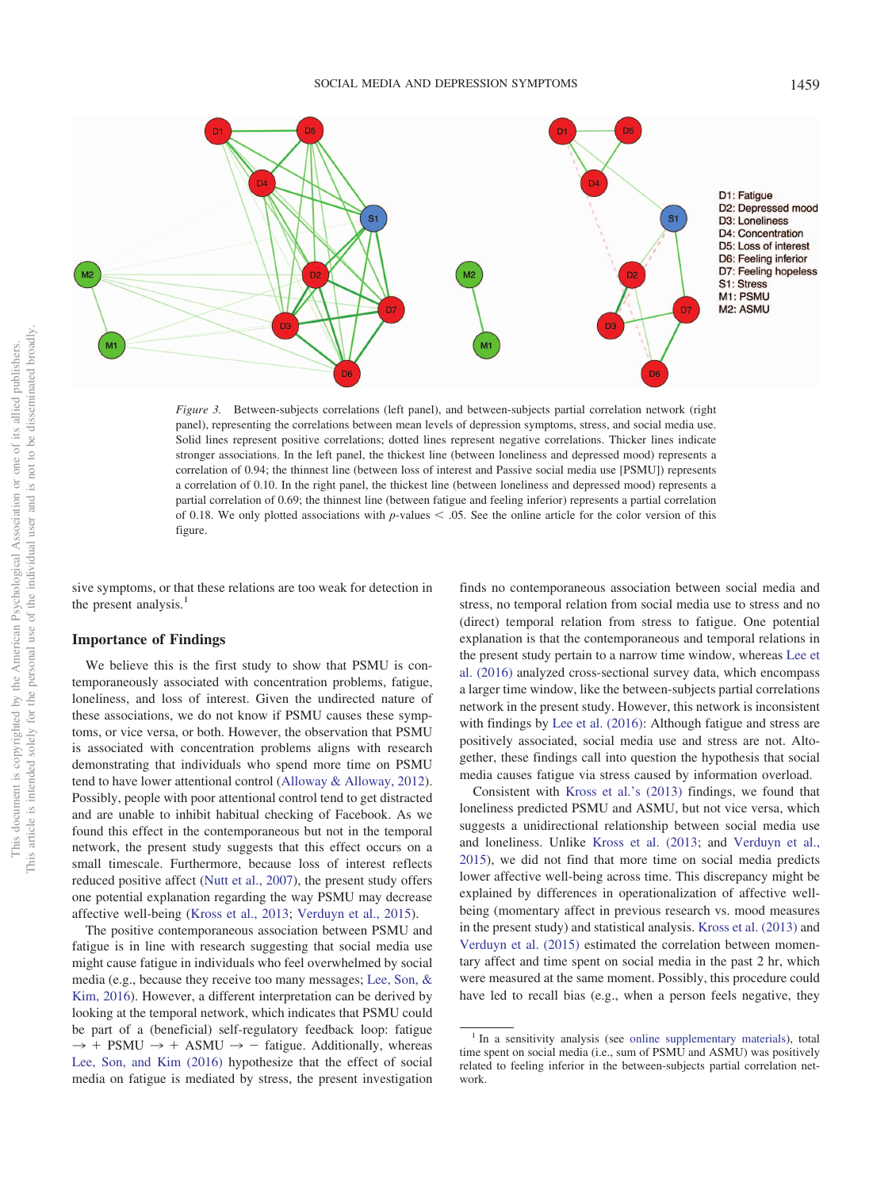Figure 3. Between-subjects correlations (left panel), and between-subjects partial correlation network (right panel), representing the correlations between mean levels of depression symptoms, stress, and social media use. Solid lines represent positive correlations; dotted lines represent negative correlations. Thicker lines indicate stronger associations. In the left panel, the thickest line (between loneliness and depressed mood) represents a correlation of 0.94; the thinnest line (between loss of interest and Passive social media use [PSMU]) represents a correlation of 0.10. In the right panel, the thickest line (between loneliness and depressed mood) represents a partial correlation of 0.69; the thinnest line (between fatigue and feeling inferior) represents a partial correlation of 0.18. We only plotted associations with $p$-values $< .05$. See the online article for the color version of this figure.

sive symptoms, or that these relations are too weak for detection in the present analysis.[1]

### Importance of Findings

We believe this is the first study to show that PSMU is contemporaneously associated with concentration problems, fatigue, loneliness, and loss of interest. Given the undirected nature of these associations, we do not know if PSMU causes these symptoms, or vice versa, or both. However, the observation that PSMU is associated with concentration problems aligns with research demonstrating that individuals who spend more time on PSMU tend to have lower attentional control (Alloway & Alloway, 2012). Possibly, people with poor attentional control tend to get distracted and are unable to inhibit habitual checking of Facebook. As we found this effect in the contemporaneous but not in the temporal network, the present study suggests that this effect occurs on a small timescale. Furthermore, because loss of interest reflects reduced positive affect (Nutt et al., 2007), the present study offers one potential explanation regarding the way PSMU may decrease affective well-being (Kross et al., 2013; Verduyn et al., 2015).

The positive contemporaneous association between PSMU and fatigue is in line with research suggesting that social media use might cause fatigue in individuals who feel overwhelmed by social media (e.g., because they receive too many messages; Lee, Son, & Kim, 2016). However, a different interpretation can be derived by looking at the temporal network, which indicates that PSMU could be part of a (beneficial) self-regulatory feedback loop: fatigue → + PSMU → + ASMU → − fatigue. Additionally, whereas Lee, Son, and Kim (2016) hypothesize that the effect of social media on fatigue is mediated by stress, the present investigation finds no contemporaneous association between social media and stress, no temporal relation from social media use to stress and no (direct) temporal relation from stress to fatigue. One potential explanation is that the contemporaneous and temporal relations in the present study pertain to a narrow time window, whereas Lee et al. (2016) analyzed cross-sectional survey data, which encompass a larger time window, like the between-subjects partial correlations network in the present study. However, this network is inconsistent with findings by Lee et al. (2016): Although fatigue and stress are positively associated, social media use and stress are not. Altogether, these findings call into question the hypothesis that social media causes fatigue via stress caused by information overload.

Consistent with Kross et al.'s (2013) findings, we found that loneliness predicted PSMU and ASMU, but not vice versa, which suggests a unidirectional relationship between social media use and loneliness. Unlike Kross et al. (2013; and Verduyn et al., 2015), we did not find that more time on social media predicts lower affective well-being across time. This discrepancy might be explained by differences in operationalization of affective well-being (momentary affect in previous research vs. mood measures in the present study) and statistical analysis. Kross et al. (2013) and Verduyn et al. (2015) estimated the correlation between momentary affect and time spent on social media in the past 2 hr, which were measured at the same moment. Possibly, this procedure could have led to recall bias (e.g., when a person feels negative, they

[1] In a sensitivity analysis (see online supplementary materials), total time spent on social media (i.e., sum of PSMU and ASMU) was positively related to feeling inferior in the between-subjects partial correlation network.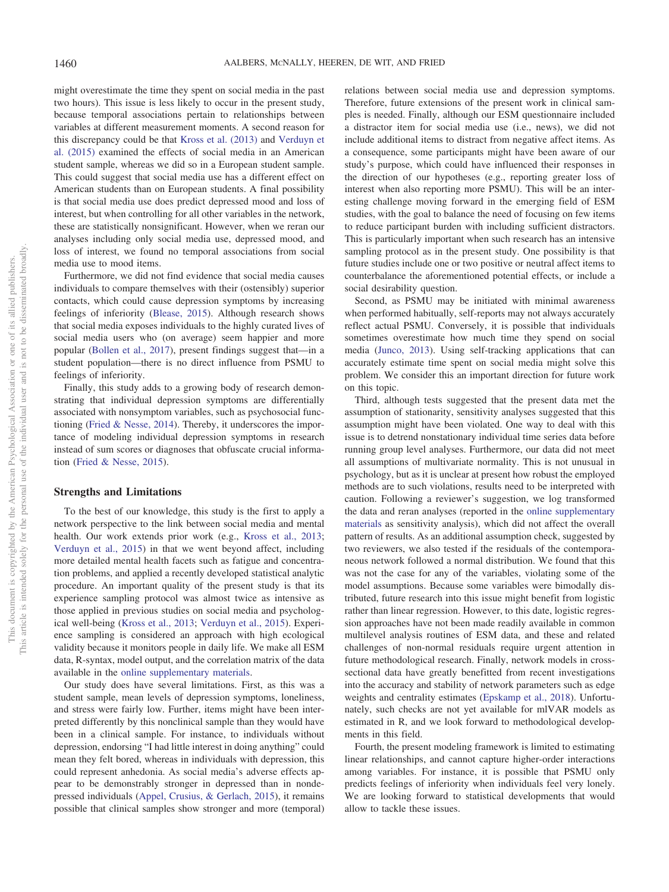might overestimate the time they spent on social media in the past two hours). This issue is less likely to occur in the present study, because temporal associations pertain to relationships between variables at different measurement moments. A second reason for this discrepancy could be that Kross et al. (2013) and Verduyn et al. (2015) examined the effects of social media in an American student sample, whereas we did so in a European student sample. This could suggest that social media use has a different effect on American students than on European students. A final possibility is that social media use does predict depressed mood and loss of interest, but when controlling for all other variables in the network, these are statistically nonsignificant. However, when we reran our analyses including only social media use, depressed mood, and loss of interest, we found no temporal associations from social media use to mood items.

Furthermore, we did not find evidence that social media causes individuals to compare themselves with their (ostensibly) superior contacts, which could cause depression symptoms by increasing feelings of inferiority (Blease, 2015). Although research shows that social media exposes individuals to the highly curated lives of social media users who (on average) seem happier and more popular (Bollen et al., 2017), present findings suggest that—in a student population—there is no direct influence from PSMU to feelings of inferiority.

Finally, this study adds to a growing body of research demonstrating that individual depression symptoms are differentially associated with nonsymptom variables, such as psychosocial functioning (Fried & Nesse, 2014). Thereby, it underscores the importance of modeling individual depression symptoms in research instead of sum scores or diagnoses that obfuscate crucial information (Fried & Nesse, 2015).

## Strengths and Limitations

To the best of our knowledge, this study is the first to apply a network perspective to the link between social media and mental health. Our work extends prior work (e.g., Kross et al., 2013; Verduyn et al., 2015) in that we went beyond affect, including more detailed mental health facets such as fatigue and concentration problems, and applied a recently developed statistical analytic procedure. An important quality of the present study is that its experience sampling protocol was almost twice as intensive as those applied in previous studies on social media and psychological well-being (Kross et al., 2013; Verduyn et al., 2015). Experience sampling is considered an approach with high ecological validity because it monitors people in daily life. We make all ESM data, R-syntax, model output, and the correlation matrix of the data available in the online supplementary materials.

Our study does have several limitations. First, as this was a student sample, mean levels of depression symptoms, loneliness, and stress were fairly low. Further, items might have been interpreted differently by this nonclinical sample than they would have been in a clinical sample. For instance, to individuals without depression, endorsing "I had little interest in doing anything" could mean they felt bored, whereas in individuals with depression, this could represent anhedonia. As social media's adverse effects appear to be demonstrably stronger in depressed than in nondepressed individuals (Appel, Crusius, & Gerlach, 2015), it remains possible that clinical samples show stronger and more (temporal) relations between social media use and depression symptoms. Therefore, future extensions of the present work in clinical samples is needed. Finally, although our ESM questionnaire included a distractor item for social media use (i.e., news), we did not include additional items to distract from negative affect items. As a consequence, some participants might have been aware of our study's purpose, which could have influenced their responses in the direction of our hypotheses (e.g., reporting greater loss of interest when also reporting more PSMU). This will be an interesting challenge moving forward in the emerging field of ESM studies, with the goal to balance the need of focusing on few items to reduce participant burden with including sufficient distractors. This is particularly important when such research has an intensive sampling protocol as in the present study. One possibility is that future studies include one or two positive or neutral affect items to counterbalance the aforementioned potential effects, or include a social desirability question.

Second, as PSMU may be initiated with minimal awareness when performed habitually, self-reports may not always accurately reflect actual PSMU. Conversely, it is possible that individuals sometimes overestimate how much time they spend on social media (Junco, 2013). Using self-tracking applications that can accurately estimate time spent on social media might solve this problem. We consider this an important direction for future work on this topic.

Third, although tests suggested that the present data met the assumption of stationarity, sensitivity analyses suggested that this assumption might have been violated. One way to deal with this issue is to detrend nonstationary individual time series data before running group level analyses. Furthermore, our data did not meet all assumptions of multivariate normality. This is not unusual in psychology, but as it is unclear at present how robust the employed methods are to such violations, results need to be interpreted with caution. Following a reviewer's suggestion, we log transformed the data and reran analyses (reported in the online supplementary materials as sensitivity analysis), which did not affect the overall pattern of results. As an additional assumption check, suggested by two reviewers, we also tested if the residuals of the contemporaneous network followed a normal distribution. We found that this was not the case for any of the variables, violating some of the model assumptions. Because some variables were bimodally distributed, future research into this issue might benefit from logistic rather than linear regression. However, to this date, logistic regression approaches have not been made readily available in common multilevel analysis routines of ESM data, and these and related challenges of non-normal residuals require urgent attention in future methodological research. Finally, network models in cross-sectional data have greatly benefitted from recent investigations into the accuracy and stability of network parameters such as edge weights and centrality estimates (Epskamp et al., 2018). Unfortunately, such checks are not yet available for mlVAR models as estimated in R, and we look forward to methodological developments in this field.

Fourth, the present modeling framework is limited to estimating linear relationships, and cannot capture higher-order interactions among variables. For instance, it is possible that PSMU only predicts feelings of inferiority when individuals feel very lonely. We are looking forward to statistical developments that would allow to tackle these issues.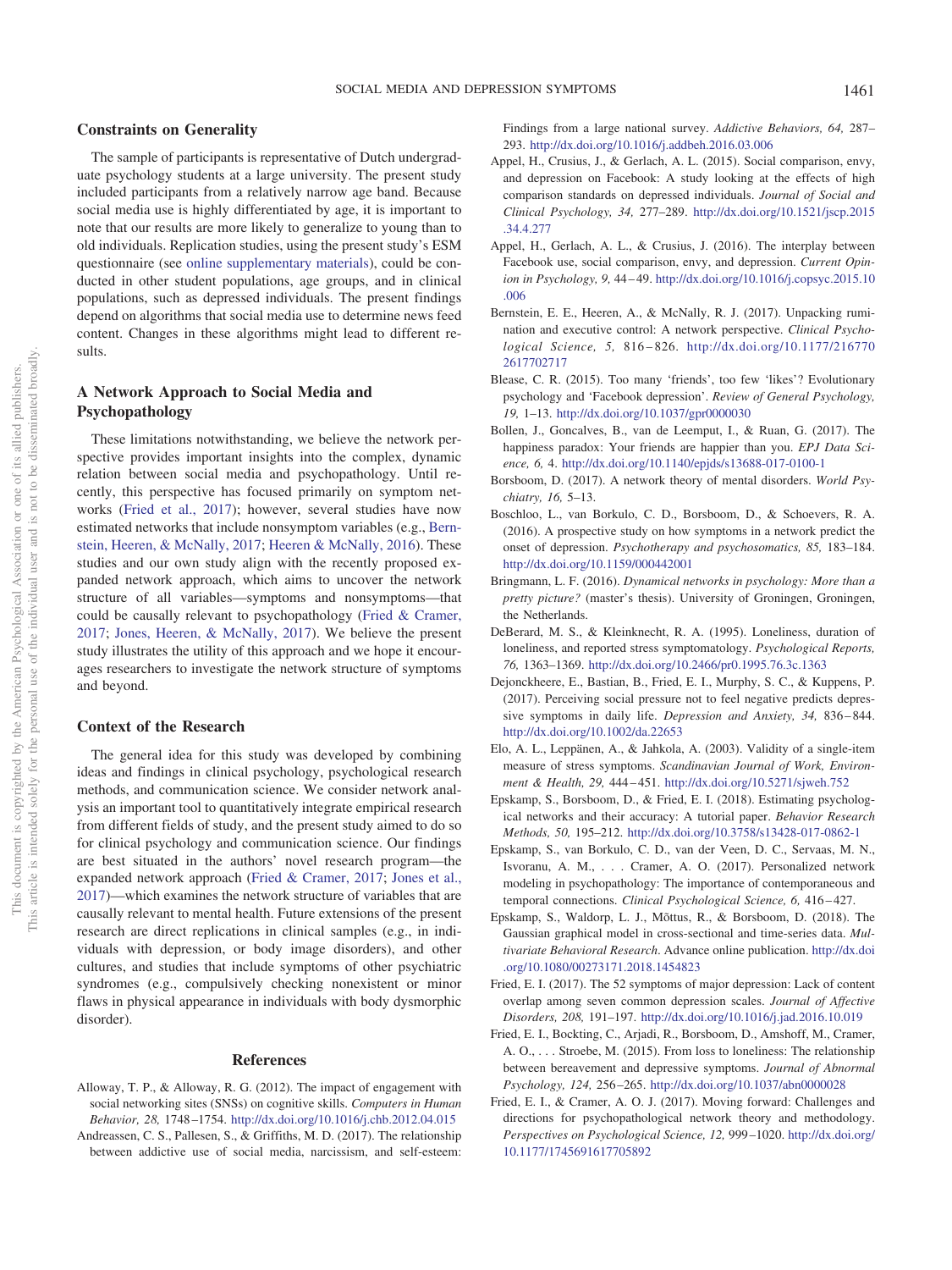## Constraints on Generality

The sample of participants is representative of Dutch undergraduate psychology students at a large university. The present study included participants from a relatively narrow age band. Because social media use is highly differentiated by age, it is important to note that our results are more likely to generalize to young than to old individuals. Replication studies, using the present study's ESM questionnaire (see online supplementary materials), could be conducted in other student populations, age groups, and in clinical populations, such as depressed individuals. The present findings depend on algorithms that social media use to determine news feed content. Changes in these algorithms might lead to different results.

## A Network Approach to Social Media and Psychopathology

These limitations notwithstanding, we believe the network perspective provides important insights into the complex, dynamic relation between social media and psychopathology. Until recently, this perspective has focused primarily on symptom networks (Fried et al., 2017); however, several studies have now estimated networks that include nonsymptom variables (e.g., Bernstein, Heeren, & McNally, 2017; Heeren & McNally, 2016). These studies and our own study align with the recently proposed expanded network approach, which aims to uncover the network structure of all variables—symptoms and nonsymptoms—that could be causally relevant to psychopathology (Fried & Cramer, 2017; Jones, Heeren, & McNally, 2017). We believe the present study illustrates the utility of this approach and we hope it encourages researchers to investigate the network structure of symptoms and beyond.

## Context of the Research

The general idea for this study was developed by combining ideas and findings in clinical psychology, psychological research methods, and communication science. We consider network analysis an important tool to quantitatively integrate empirical research from different fields of study, and the present study aimed to do so for clinical psychology and communication science. Our findings are best situated in the authors' novel research program—the expanded network approach (Fried & Cramer, 2017; Jones et al., 2017)—which examines the network structure of variables that are causally relevant to mental health. Future extensions of the present research are direct replications in clinical samples (e.g., in individuals with depression, or body image disorders), and other cultures, and studies that include symptoms of other psychiatric syndromes (e.g., compulsively checking nonexistent or minor flaws in physical appearance in individuals with body dysmorphic disorder).

## References

Alloway, T. P., & Alloway, R. G. (2012). The impact of engagement with social networking sites (SNSs) on cognitive skills. *Computers in Human Behavior, 28,* 1748–1754. http://dx.doi.org/10.1016/j.chb.2012.04.015

Andreassen, C. S., Pallesen, S., & Griffiths, M. D. (2017). The relationship between addictive use of social media, narcissism, and self-esteem: Findings from a large national survey. *Addictive Behaviors, 64,* 287–293. http://dx.doi.org/10.1016/j.addbeh.2016.03.006

Appel, H., Crusius, J., & Gerlach, A. L. (2015). Social comparison, envy, and depression on Facebook: A study looking at the effects of high comparison standards on depressed individuals. *Journal of Social and Clinical Psychology, 34,* 277–289. http://dx.doi.org/10.1521/jscp.2015.34.4.277

Appel, H., Gerlach, A. L., & Crusius, J. (2016). The interplay between Facebook use, social comparison, envy, and depression. *Current Opinion in Psychology, 9,* 44–49. http://dx.doi.org/10.1016/j.copsyc.2015.10.006

Bernstein, E. E., Heeren, A., & McNally, R. J. (2017). Unpacking rumination and executive control: A network perspective. *Clinical Psychological Science, 5,* 816–826. http://dx.doi.org/10.1177/2167702617702717

Blease, C. R. (2015). Too many 'friends', too few 'likes'? Evolutionary psychology and 'Facebook depression'. *Review of General Psychology, 19,* 1–13. http://dx.doi.org/10.1037/gpr0000030

Bollen, J., Goncalves, B., van de Leemput, I., & Ruan, G. (2017). The happiness paradox: Your friends are happier than you. *EPJ Data Science, 6,* 4. http://dx.doi.org/10.1140/epjds/s13688-017-0100-1

Borsboom, D. (2017). A network theory of mental disorders. *World Psychiatry, 16,* 5–13.

Boschloo, L., van Borkulo, C. D., Borsboom, D., & Schoevers, R. A. (2016). A prospective study on how symptoms in a network predict the onset of depression. *Psychotherapy and psychosomatics, 85,* 183–184. http://dx.doi.org/10.1159/000442001

Bringmann, L. F. (2016). *Dynamical networks in psychology: More than a pretty picture?* (master's thesis). University of Groningen, Groningen, the Netherlands.

DeBerard, M. S., & Kleinknecht, R. A. (1995). Loneliness, duration of loneliness, and reported stress symptomatology. *Psychological Reports, 76,* 1363–1369. http://dx.doi.org/10.2466/pr0.1995.76.3c.1363

Dejonckheere, E., Bastian, B., Fried, E. I., Murphy, S. C., & Kuppens, P. (2017). Perceiving social pressure not to feel negative predicts depressive symptoms in daily life. *Depression and Anxiety, 34,* 836–844. http://dx.doi.org/10.1002/da.22653

Elo, A. L., Leppänen, A., & Jahkola, A. (2003). Validity of a single-item measure of stress symptoms. *Scandinavian Journal of Work, Environment & Health, 29,* 444–451. http://dx.doi.org/10.5271/sjweh.752

Epskamp, S., Borsboom, D., & Fried, E. I. (2018). Estimating psychological networks and their accuracy: A tutorial paper. *Behavior Research Methods, 50,* 195–212. http://dx.doi.org/10.3758/s13428-017-0862-1

Epskamp, S., van Borkulo, C. D., van der Veen, D. C., Servaas, M. N., Isvoranu, A. M., . . . Cramer, A. O. (2017). Personalized network modeling in psychopathology: The importance of contemporaneous and temporal connections. *Clinical Psychological Science, 6,* 416–427.

Epskamp, S., Waldorp, L. J., Mõttus, R., & Borsboom, D. (2018). The Gaussian graphical model in cross-sectional and time-series data. *Multivariate Behavioral Research.* Advance online publication. http://dx.doi.org/10.1080/00273171.2018.1454823

Fried, E. I. (2017). The 52 symptoms of major depression: Lack of content overlap among seven common depression scales. *Journal of Affective Disorders, 208,* 191–197. http://dx.doi.org/10.1016/j.jad.2016.10.019

Fried, E. I., Bockting, C., Arjadi, R., Borsboom, D., Amshoff, M., Cramer, A. O., . . . Stroebe, M. (2015). From loss to loneliness: The relationship between bereavement and depressive symptoms. *Journal of Abnormal Psychology, 124,* 256–265. http://dx.doi.org/10.1037/abn0000028

Fried, E. I., & Cramer, A. O. J. (2017). Moving forward: Challenges and directions for psychopathological network theory and methodology. *Perspectives on Psychological Science, 12,* 999–1020. http://dx.doi.org/10.1177/1745691617705892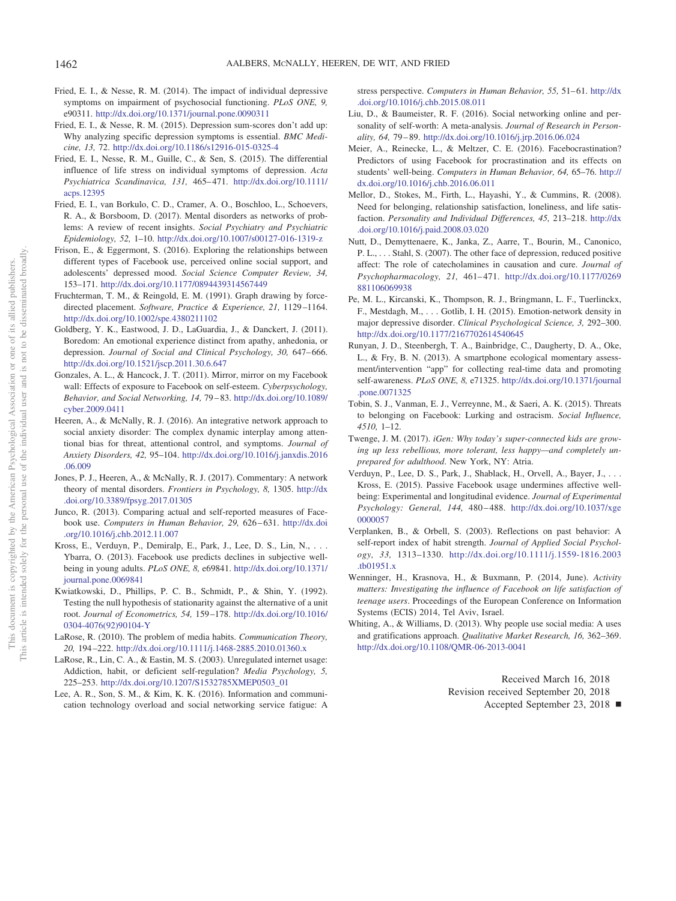Fried, E. I., & Nesse, R. M. (2014). The impact of individual depressive symptoms on impairment of psychosocial functioning. *PLoS ONE, 9,* e90311. http://dx.doi.org/10.1371/journal.pone.0090311

Fried, E. I., & Nesse, R. M. (2015). Depression sum-scores don't add up: Why analyzing specific depression symptoms is essential. *BMC Medicine, 13,* 72. http://dx.doi.org/10.1186/s12916-015-0325-4

Fried, E. I., Nesse, R. M., Guille, C., & Sen, S. (2015). The differential influence of life stress on individual symptoms of depression. *Acta Psychiatrica Scandinavica, 131,* 465–471. http://dx.doi.org/10.1111/acps.12395

Fried, E. I., van Borkulo, C. D., Cramer, A. O., Boschloo, L., Schoevers, R. A., & Borsboom, D. (2017). Mental disorders as networks of problems: A review of recent insights. *Social Psychiatry and Psychiatric Epidemiology, 52,* 1–10. http://dx.doi.org/10.1007/s00127-016-1319-z

Frison, E., & Eggermont, S. (2016). Exploring the relationships between different types of Facebook use, perceived online social support, and adolescents' depressed mood. *Social Science Computer Review, 34,* 153–171. http://dx.doi.org/10.1177/0894439314567449

Fruchterman, T. M., & Reingold, E. M. (1991). Graph drawing by force-directed placement. *Software, Practice & Experience, 21,* 1129–1164. http://dx.doi.org/10.1002/spe.4380211102

Goldberg, Y. K., Eastwood, J. D., LaGuardia, J., & Danckert, J. (2011). Boredom: An emotional experience distinct from apathy, anhedonia, or depression. *Journal of Social and Clinical Psychology, 30,* 647–666. http://dx.doi.org/10.1521/jscp.2011.30.6.647

Gonzales, A. L., & Hancock, J. T. (2011). Mirror, mirror on my Facebook wall: Effects of exposure to Facebook on self-esteem. *Cyberpsychology, Behavior, and Social Networking, 14,* 79–83. http://dx.doi.org/10.1089/cyber.2009.0411

Heeren, A., & McNally, R. J. (2016). An integrative network approach to social anxiety disorder: The complex dynamic interplay among attentional bias for threat, attentional control, and symptoms. *Journal of Anxiety Disorders, 42,* 95–104. http://dx.doi.org/10.1016/j.janxdis.2016.06.009

Jones, P. J., Heeren, A., & McNally, R. J. (2017). Commentary: A network theory of mental disorders. *Frontiers in Psychology, 8,* 1305. http://dx.doi.org/10.3389/fpsyg.2017.01305

Junco, R. (2013). Comparing actual and self-reported measures of Facebook use. *Computers in Human Behavior, 29,* 626–631. http://dx.doi.org/10.1016/j.chb.2012.11.007

Kross, E., Verduyn, P., Demiralp, E., Park, J., Lee, D. S., Lin, N., . . . Ybarra, O. (2013). Facebook use predicts declines in subjective well-being in young adults. *PLoS ONE, 8,* e69841. http://dx.doi.org/10.1371/journal.pone.0069841

Kwiatkowski, D., Phillips, P. C. B., Schmidt, P., & Shin, Y. (1992). Testing the null hypothesis of stationarity against the alternative of a unit root. *Journal of Econometrics, 54,* 159–178. http://dx.doi.org/10.1016/0304-4076(92)90104-Y

LaRose, R. (2010). The problem of media habits. *Communication Theory, 20,* 194–222. http://dx.doi.org/10.1111/j.1468-2885.2010.01360.x

LaRose, R., Lin, C. A., & Eastin, M. S. (2003). Unregulated internet usage: Addiction, habit, or deficient self-regulation? *Media Psychology, 5,* 225–253. http://dx.doi.org/10.1207/S1532785XMEP0503_01

Lee, A. R., Son, S. M., & Kim, K. K. (2016). Information and communication technology overload and social networking service fatigue: A stress perspective. *Computers in Human Behavior, 55,* 51–61. http://dx.doi.org/10.1016/j.chb.2015.08.011

Liu, D., & Baumeister, R. F. (2016). Social networking online and personality of self-worth: A meta-analysis. *Journal of Research in Personality, 64,* 79–89. http://dx.doi.org/10.1016/j.jrp.2016.06.024

Meier, A., Reinecke, L., & Meltzer, C. E. (2016). Facebocrastination? Predictors of using Facebook for procrastination and its effects on students' well-being. *Computers in Human Behavior, 64,* 65–76. http://dx.doi.org/10.1016/j.chb.2016.06.011

Mellor, D., Stokes, M., Firth, L., Hayashi, Y., & Cummins, R. (2008). Need for belonging, relationship satisfaction, loneliness, and life satisfaction. *Personality and Individual Differences, 45,* 213–218. http://dx.doi.org/10.1016/j.paid.2008.03.020

Nutt, D., Demyttenaere, K., Janka, Z., Aarre, T., Bourin, M., Canonico, P. L., . . . Stahl, S. (2007). The other face of depression, reduced positive affect: The role of catecholamines in causation and cure. *Journal of Psychopharmacology, 21,* 461–471. http://dx.doi.org/10.1177/0269881106069938

Pe, M. L., Kircanski, K., Thompson, R. J., Bringmann, L. F., Tuerlinckx, F., Mestdagh, M., . . . Gotlib, I. H. (2015). Emotion-network density in major depressive disorder. *Clinical Psychological Science, 3,* 292–300. http://dx.doi.org/10.1177/2167702614540645

Runyan, J. D., Steenbergh, T. A., Bainbridge, C., Daugherty, D. A., Oke, L., & Fry, B. N. (2013). A smartphone ecological momentary assessment/intervention "app" for collecting real-time data and promoting self-awareness. *PLoS ONE, 8,* e71325. http://dx.doi.org/10.1371/journal.pone.0071325

Tobin, S. J., Vanman, E. J., Verreynne, M., & Saeri, A. K. (2015). Threats to belonging on Facebook: Lurking and ostracism. *Social Influence, 4510,* 1–12.

Twenge, J. M. (2017). *iGen: Why today's super-connected kids are growing up less rebellious, more tolerant, less happy—and completely unprepared for adulthood*. New York, NY: Atria.

Verduyn, P., Lee, D. S., Park, J., Shablack, H., Orvell, A., Bayer, J., . . . Kross, E. (2015). Passive Facebook usage undermines affective well-being: Experimental and longitudinal evidence. *Journal of Experimental Psychology: General, 144,* 480–488. http://dx.doi.org/10.1037/xge0000057

Verplanken, B., & Orbell, S. (2003). Reflections on past behavior: A self-report index of habit strength. *Journal of Applied Social Psychology, 33,* 1313–1330. http://dx.doi.org/10.1111/j.1559-1816.2003.tb01951.x

Wenninger, H., Krasnova, H., & Buxmann, P. (2014, June). *Activity matters: Investigating the influence of Facebook on life satisfaction of teenage users*. Proceedings of the European Conference on Information Systems (ECIS) 2014, Tel Aviv, Israel.

Whiting, A., & Williams, D. (2013). Why people use social media: A uses and gratifications approach. *Qualitative Market Research, 16,* 362–369. http://dx.doi.org/10.1108/QMR-06-2013-0041

Received March 16, 2018
Revision received September 20, 2018
Accepted September 23, 2018 ■